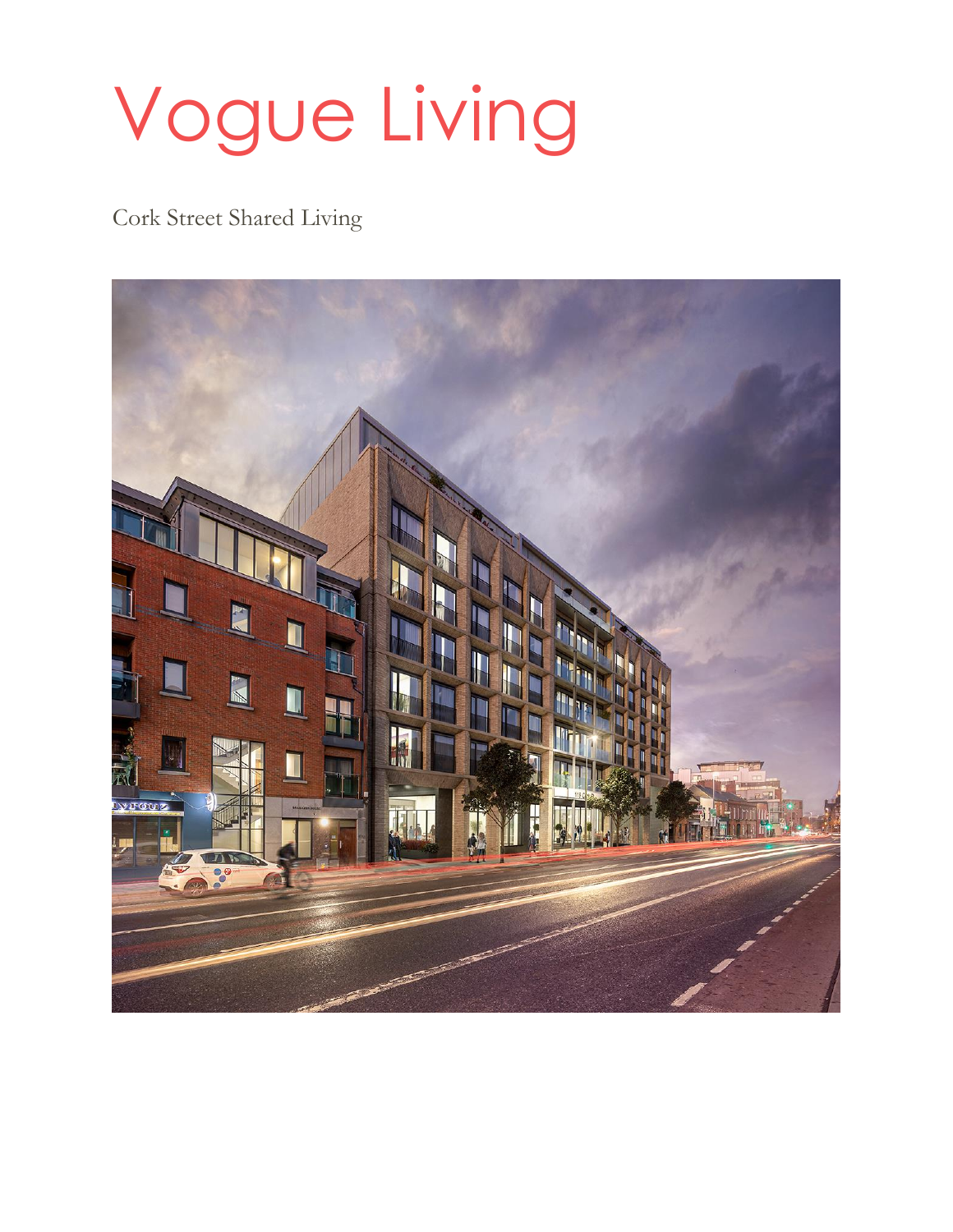# Vogue Living

Cork Street Shared Living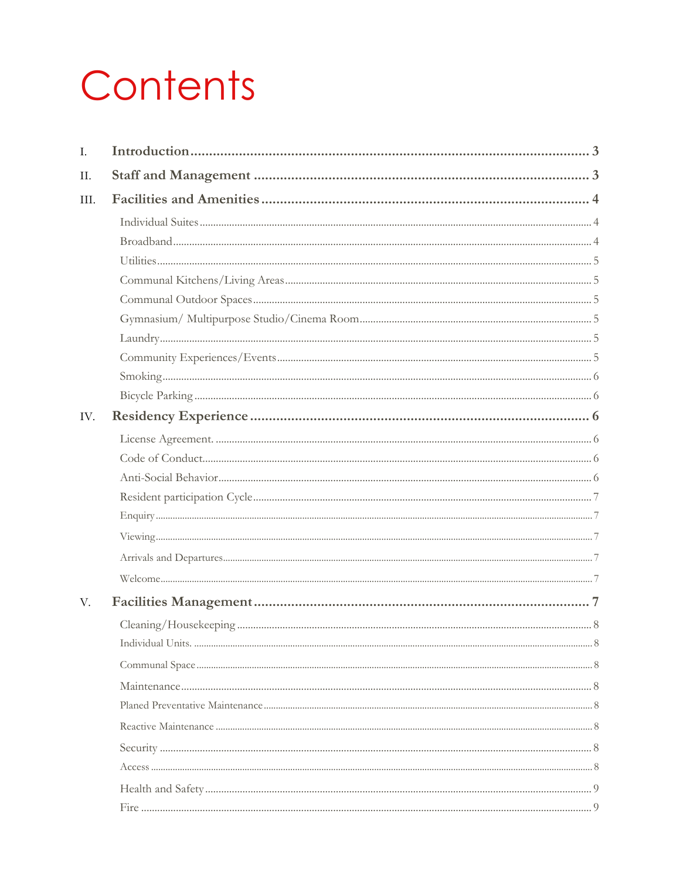# Contents

I. **Introduction** ..... 3

II. **Staff and Management** ..... 3

III. **Facilities and Amenities** ..... 4

- Individual Suites ..... 4
- Broadband ..... 4
- Utilities ..... 5
- Communal Kitchens/Living Areas ..... 5
- Communal Outdoor Spaces ..... 5
- Gymnasium/ Multipurpose Studio/Cinema Room ..... 5
- Laundry ..... 5
- Community Experiences/Events ..... 5
- Smoking ..... 6
- Bicycle Parking ..... 6

IV. **Residency Experience** ..... 6

- License Agreement. ..... 6
- Code of Conduct. ..... 6
- Anti-Social Behavior ..... 6
- Resident participation Cycle ..... 7
  - Enquiry ..... 7
  - Viewing ..... 7
  - Arrivals and Departures ..... 7
  - Welcome ..... 7

V. **Facilities Management** ..... 7

- Cleaning/Housekeeping ..... 8
  - Individual Units. ..... 8
  - Communal Space ..... 8
- Maintenance ..... 8
  - Planed Preventative Maintenance ..... 8
  - Reactive Maintenance ..... 8
- Security ..... 8
  - Access ..... 8
- Health and Safety ..... 9
- Fire ..... 9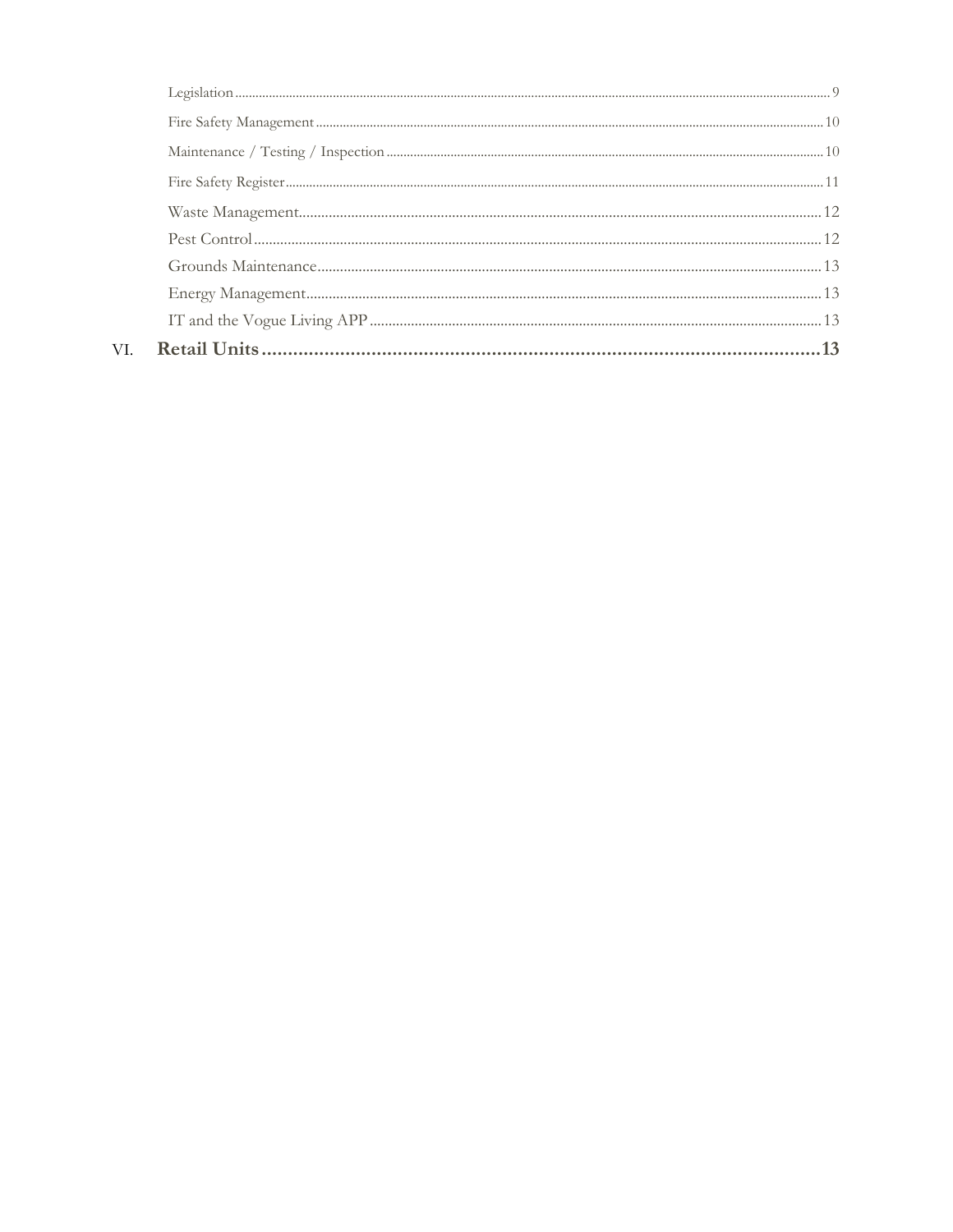Legislation ........................................................................................................................................................ 9

Fire Safety Management ......................................................................................................................... 10

Maintenance / Testing / Inspection ...................................................................................................... 10

Fire Safety Register ................................................................................................................................... 11

Waste Management................................................................................................................................ 12

Pest Control ............................................................................................................................................. 12

Grounds Maintenance ............................................................................................................................ 13

Energy Management .............................................................................................................................. 13

IT and the Vogue Living APP .............................................................................................................. 13

VI. **Retail Units .......................................................................................................... 13**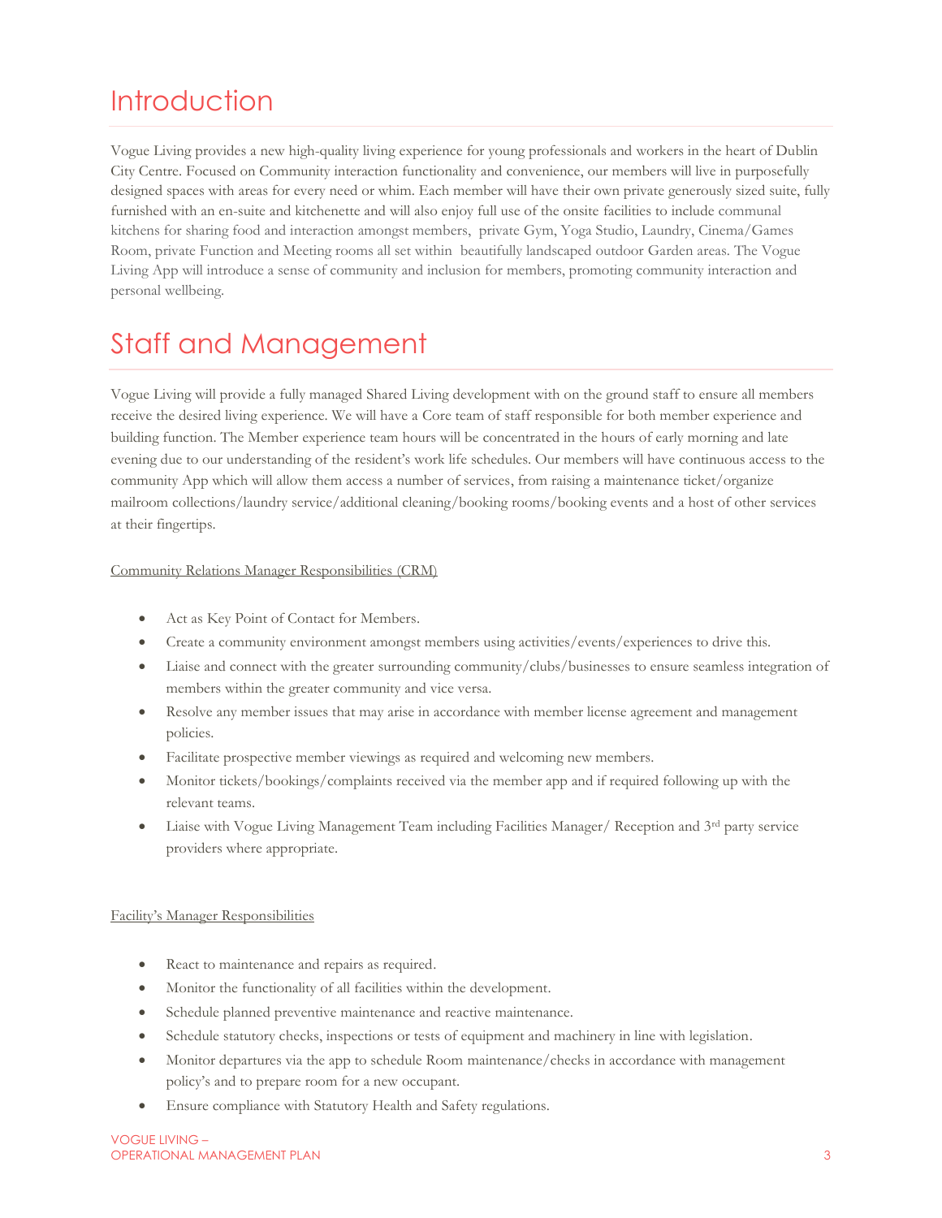# Introduction

Vogue Living provides a new high-quality living experience for young professionals and workers in the heart of Dublin City Centre. Focused on Community interaction functionality and convenience, our members will live in purposefully designed spaces with areas for every need or whim. Each member will have their own private generously sized suite, fully furnished with an en-suite and kitchenette and will also enjoy full use of the onsite facilities to include communal kitchens for sharing food and interaction amongst members, private Gym, Yoga Studio, Laundry, Cinema/Games Room, private Function and Meeting rooms all set within beautifully landscaped outdoor Garden areas. The Vogue Living App will introduce a sense of community and inclusion for members, promoting community interaction and personal wellbeing.

# Staff and Management

Vogue Living will provide a fully managed Shared Living development with on the ground staff to ensure all members receive the desired living experience. We will have a Core team of staff responsible for both member experience and building function. The Member experience team hours will be concentrated in the hours of early morning and late evening due to our understanding of the resident's work life schedules. Our members will have continuous access to the community App which will allow them access a number of services, from raising a maintenance ticket/organize mailroom collections/laundry service/additional cleaning/booking rooms/booking events and a host of other services at their fingertips.

Community Relations Manager Responsibilities (CRM)

- Act as Key Point of Contact for Members.
- Create a community environment amongst members using activities/events/experiences to drive this.
- Liaise and connect with the greater surrounding community/clubs/businesses to ensure seamless integration of members within the greater community and vice versa.
- Resolve any member issues that may arise in accordance with member license agreement and management policies.
- Facilitate prospective member viewings as required and welcoming new members.
- Monitor tickets/bookings/complaints received via the member app and if required following up with the relevant teams.
- Liaise with Vogue Living Management Team including Facilities Manager/ Reception and 3rd party service providers where appropriate.

Facility's Manager Responsibilities

- React to maintenance and repairs as required.
- Monitor the functionality of all facilities within the development.
- Schedule planned preventive maintenance and reactive maintenance.
- Schedule statutory checks, inspections or tests of equipment and machinery in line with legislation.
- Monitor departures via the app to schedule Room maintenance/checks in accordance with management policy's and to prepare room for a new occupant.
- Ensure compliance with Statutory Health and Safety regulations.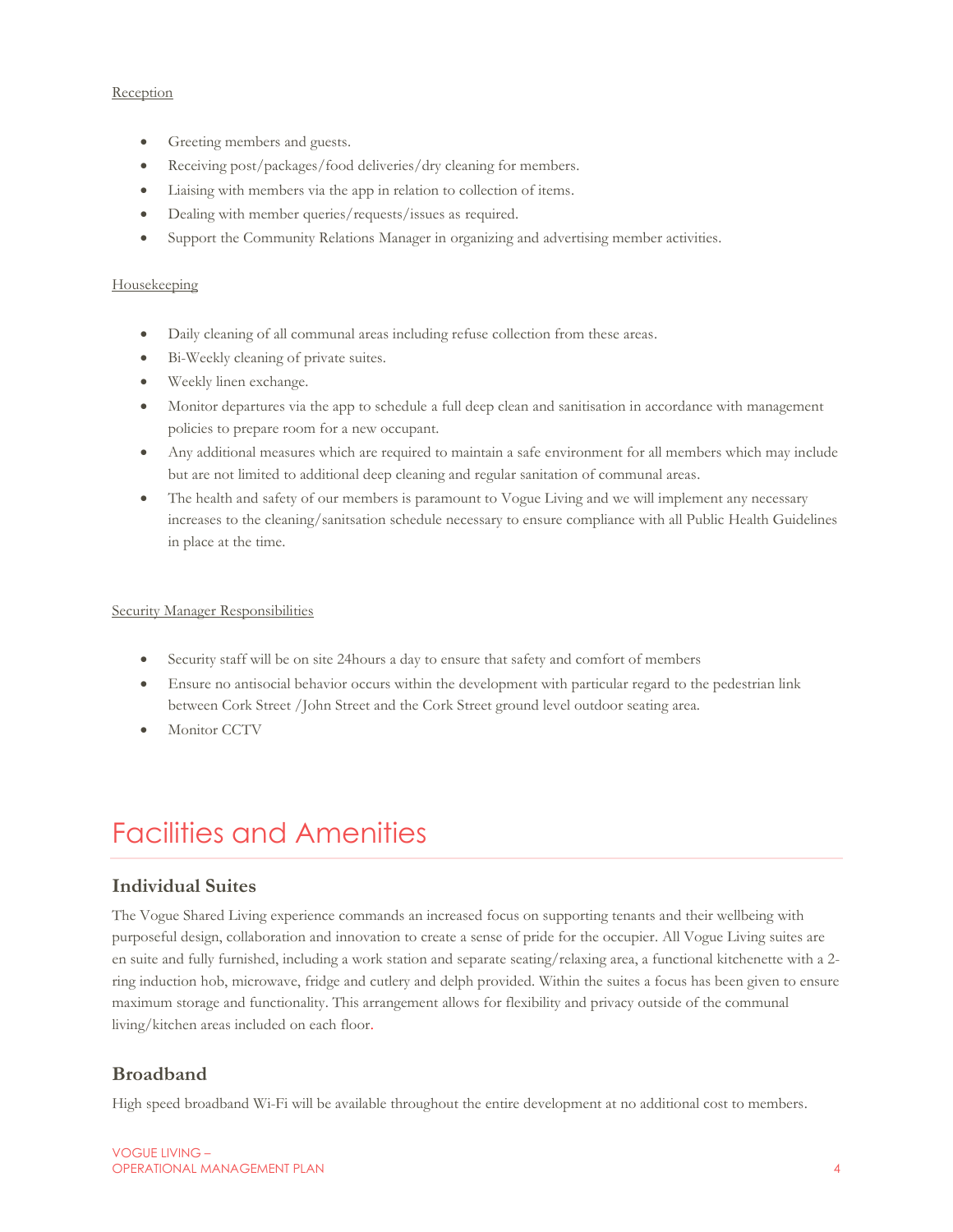Reception

- Greeting members and guests.
- Receiving post/packages/food deliveries/dry cleaning for members.
- Liaising with members via the app in relation to collection of items.
- Dealing with member queries/requests/issues as required.
- Support the Community Relations Manager in organizing and advertising member activities.

Housekeeping

- Daily cleaning of all communal areas including refuse collection from these areas.
- Bi-Weekly cleaning of private suites.
- Weekly linen exchange.
- Monitor departures via the app to schedule a full deep clean and sanitisation in accordance with management policies to prepare room for a new occupant.
- Any additional measures which are required to maintain a safe environment for all members which may include but are not limited to additional deep cleaning and regular sanitation of communal areas.
- The health and safety of our members is paramount to Vogue Living and we will implement any necessary increases to the cleaning/sanitsation schedule necessary to ensure compliance with all Public Health Guidelines in place at the time.

Security Manager Responsibilities

- Security staff will be on site 24hours a day to ensure that safety and comfort of members
- Ensure no antisocial behavior occurs within the development with particular regard to the pedestrian link between Cork Street /John Street and the Cork Street ground level outdoor seating area.
- Monitor CCTV

# Facilities and Amenities

## Individual Suites

The Vogue Shared Living experience commands an increased focus on supporting tenants and their wellbeing with purposeful design, collaboration and innovation to create a sense of pride for the occupier. All Vogue Living suites are en suite and fully furnished, including a work station and separate seating/relaxing area, a functional kitchenette with a 2-ring induction hob, microwave, fridge and cutlery and delph provided. Within the suites a focus has been given to ensure maximum storage and functionality. This arrangement allows for flexibility and privacy outside of the communal living/kitchen areas included on each floor.

## Broadband

High speed broadband Wi-Fi will be available throughout the entire development at no additional cost to members.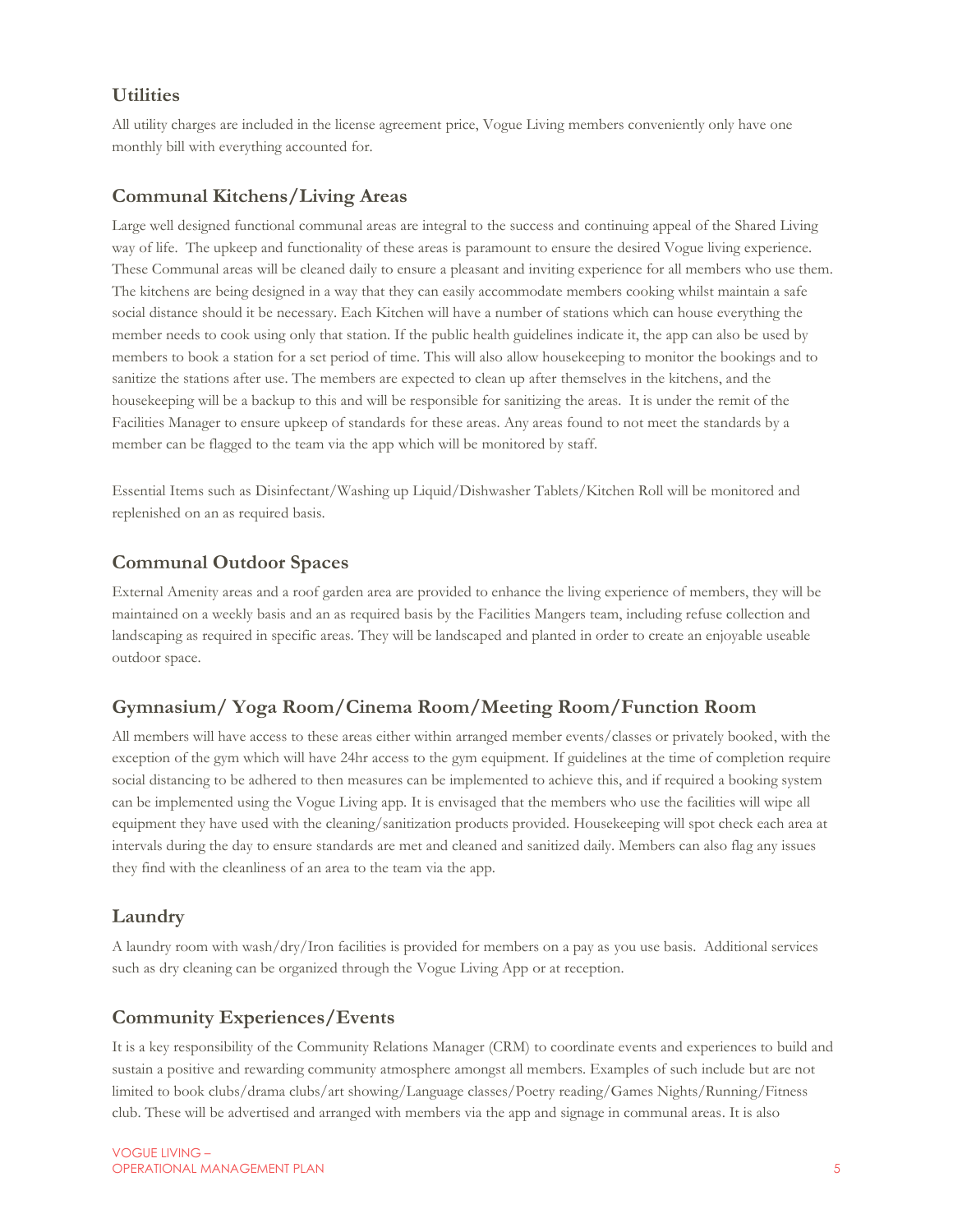## Utilities

All utility charges are included in the license agreement price, Vogue Living members conveniently only have one monthly bill with everything accounted for.

## Communal Kitchens/Living Areas

Large well designed functional communal areas are integral to the success and continuing appeal of the Shared Living way of life. The upkeep and functionality of these areas is paramount to ensure the desired Vogue living experience. These Communal areas will be cleaned daily to ensure a pleasant and inviting experience for all members who use them. The kitchens are being designed in a way that they can easily accommodate members cooking whilst maintain a safe social distance should it be necessary. Each Kitchen will have a number of stations which can house everything the member needs to cook using only that station. If the public health guidelines indicate it, the app can also be used by members to book a station for a set period of time. This will also allow housekeeping to monitor the bookings and to sanitize the stations after use. The members are expected to clean up after themselves in the kitchens, and the housekeeping will be a backup to this and will be responsible for sanitizing the areas. It is under the remit of the Facilities Manager to ensure upkeep of standards for these areas. Any areas found to not meet the standards by a member can be flagged to the team via the app which will be monitored by staff.

Essential Items such as Disinfectant/Washing up Liquid/Dishwasher Tablets/Kitchen Roll will be monitored and replenished on an as required basis.

## Communal Outdoor Spaces

External Amenity areas and a roof garden area are provided to enhance the living experience of members, they will be maintained on a weekly basis and an as required basis by the Facilities Mangers team, including refuse collection and landscaping as required in specific areas. They will be landscaped and planted in order to create an enjoyable useable outdoor space.

## Gymnasium/ Yoga Room/Cinema Room/Meeting Room/Function Room

All members will have access to these areas either within arranged member events/classes or privately booked, with the exception of the gym which will have 24hr access to the gym equipment. If guidelines at the time of completion require social distancing to be adhered to then measures can be implemented to achieve this, and if required a booking system can be implemented using the Vogue Living app. It is envisaged that the members who use the facilities will wipe all equipment they have used with the cleaning/sanitization products provided. Housekeeping will spot check each area at intervals during the day to ensure standards are met and cleaned and sanitized daily. Members can also flag any issues they find with the cleanliness of an area to the team via the app.

## Laundry

A laundry room with wash/dry/Iron facilities is provided for members on a pay as you use basis. Additional services such as dry cleaning can be organized through the Vogue Living App or at reception.

## Community Experiences/Events

It is a key responsibility of the Community Relations Manager (CRM) to coordinate events and experiences to build and sustain a positive and rewarding community atmosphere amongst all members. Examples of such include but are not limited to book clubs/drama clubs/art showing/Language classes/Poetry reading/Games Nights/Running/Fitness club. These will be advertised and arranged with members via the app and signage in communal areas. It is also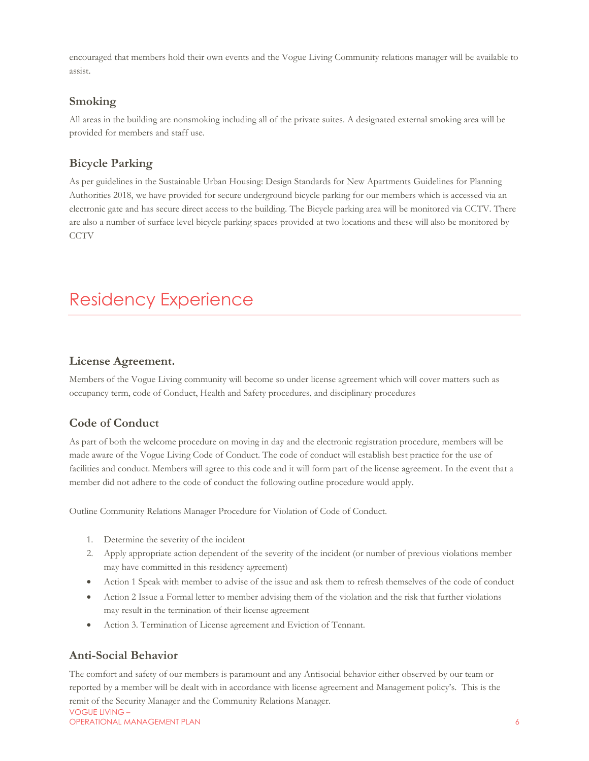encouraged that members hold their own events and the Vogue Living Community relations manager will be available to assist.

### Smoking

All areas in the building are nonsmoking including all of the private suites. A designated external smoking area will be provided for members and staff use.

### Bicycle Parking

As per guidelines in the Sustainable Urban Housing: Design Standards for New Apartments Guidelines for Planning Authorities 2018, we have provided for secure underground bicycle parking for our members which is accessed via an electronic gate and has secure direct access to the building. The Bicycle parking area will be monitored via CCTV. There are also a number of surface level bicycle parking spaces provided at two locations and these will also be monitored by CCTV

## Residency Experience

### License Agreement.

Members of the Vogue Living community will become so under license agreement which will cover matters such as occupancy term, code of Conduct, Health and Safety procedures, and disciplinary procedures

### Code of Conduct

As part of both the welcome procedure on moving in day and the electronic registration procedure, members will be made aware of the Vogue Living Code of Conduct. The code of conduct will establish best practice for the use of facilities and conduct. Members will agree to this code and it will form part of the license agreement. In the event that a member did not adhere to the code of conduct the following outline procedure would apply.

Outline Community Relations Manager Procedure for Violation of Code of Conduct.

1. Determine the severity of the incident
2. Apply appropriate action dependent of the severity of the incident (or number of previous violations member may have committed in this residency agreement)

- Action 1 Speak with member to advise of the issue and ask them to refresh themselves of the code of conduct
- Action 2 Issue a Formal letter to member advising them of the violation and the risk that further violations may result in the termination of their license agreement
- Action 3. Termination of License agreement and Eviction of Tennant.

### Anti-Social Behavior

The comfort and safety of our members is paramount and any Antisocial behavior either observed by our team or reported by a member will be dealt with in accordance with license agreement and Management policy's. This is the remit of the Security Manager and the Community Relations Manager.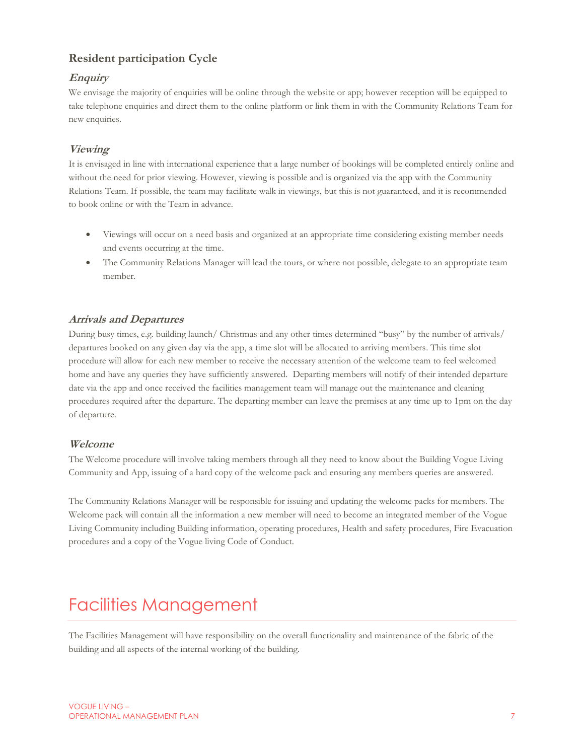## Resident participation Cycle

### *Enquiry*

We envisage the majority of enquiries will be online through the website or app; however reception will be equipped to take telephone enquiries and direct them to the online platform or link them in with the Community Relations Team for new enquiries.

### *Viewing*

It is envisaged in line with international experience that a large number of bookings will be completed entirely online and without the need for prior viewing. However, viewing is possible and is organized via the app with the Community Relations Team. If possible, the team may facilitate walk in viewings, but this is not guaranteed, and it is recommended to book online or with the Team in advance.

- Viewings will occur on a need basis and organized at an appropriate time considering existing member needs and events occurring at the time.
- The Community Relations Manager will lead the tours, or where not possible, delegate to an appropriate team member.

### *Arrivals and Departures*

During busy times, e.g. building launch/ Christmas and any other times determined "busy" by the number of arrivals/ departures booked on any given day via the app, a time slot will be allocated to arriving members. This time slot procedure will allow for each new member to receive the necessary attention of the welcome team to feel welcomed home and have any queries they have sufficiently answered. Departing members will notify of their intended departure date via the app and once received the facilities management team will manage out the maintenance and cleaning procedures required after the departure. The departing member can leave the premises at any time up to 1pm on the day of departure.

### *Welcome*

The Welcome procedure will involve taking members through all they need to know about the Building Vogue Living Community and App, issuing of a hard copy of the welcome pack and ensuring any members queries are answered.

The Community Relations Manager will be responsible for issuing and updating the welcome packs for members. The Welcome pack will contain all the information a new member will need to become an integrated member of the Vogue Living Community including Building information, operating procedures, Health and safety procedures, Fire Evacuation procedures and a copy of the Vogue living Code of Conduct.

# Facilities Management

The Facilities Management will have responsibility on the overall functionality and maintenance of the fabric of the building and all aspects of the internal working of the building.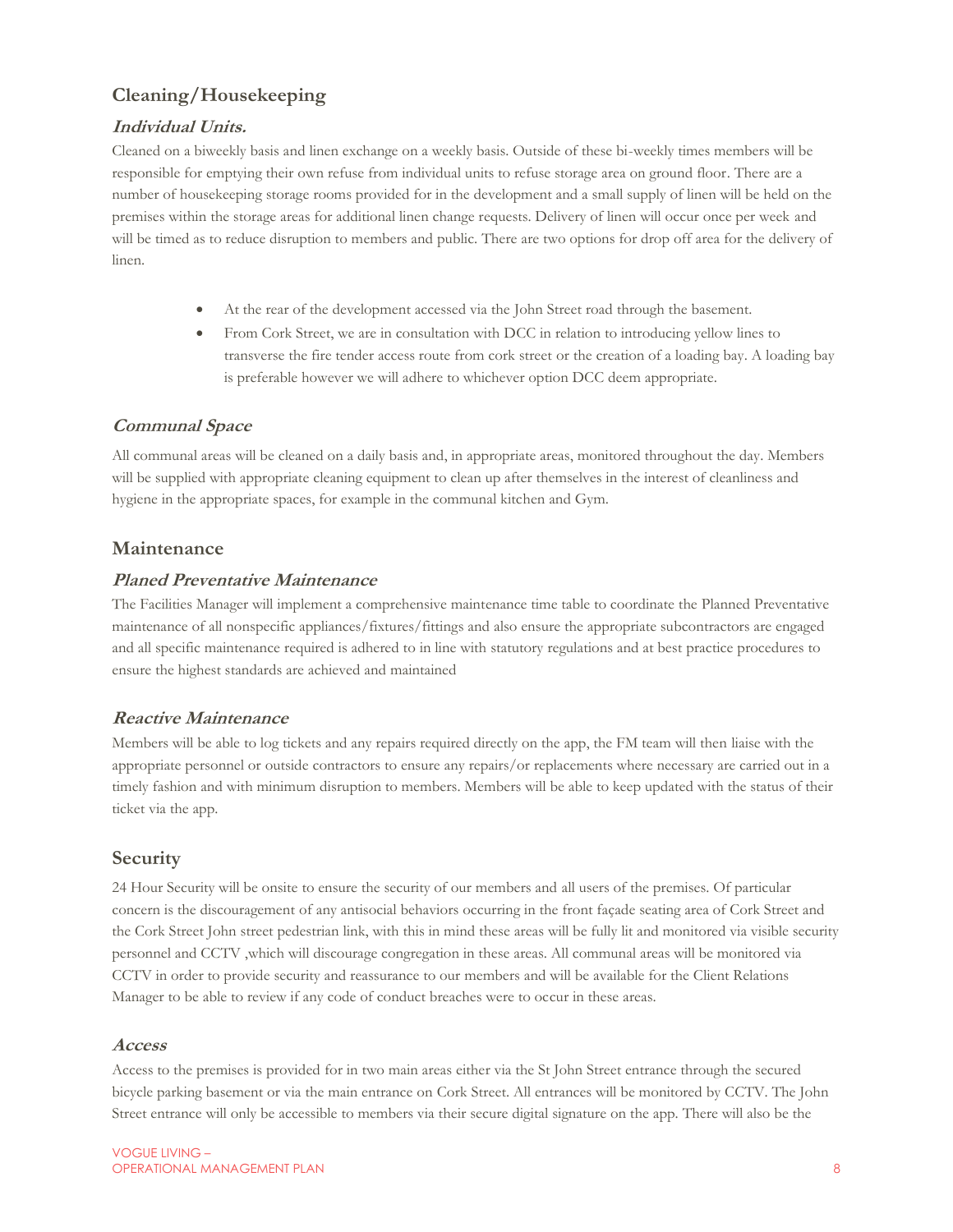## Cleaning/Housekeeping

### *Individual Units.*

Cleaned on a biweekly basis and linen exchange on a weekly basis. Outside of these bi-weekly times members will be responsible for emptying their own refuse from individual units to refuse storage area on ground floor. There are a number of housekeeping storage rooms provided for in the development and a small supply of linen will be held on the premises within the storage areas for additional linen change requests. Delivery of linen will occur once per week and will be timed as to reduce disruption to members and public. There are two options for drop off area for the delivery of linen.

- At the rear of the development accessed via the John Street road through the basement.
- From Cork Street, we are in consultation with DCC in relation to introducing yellow lines to transverse the fire tender access route from cork street or the creation of a loading bay. A loading bay is preferable however we will adhere to whichever option DCC deem appropriate.

### *Communal Space*

All communal areas will be cleaned on a daily basis and, in appropriate areas, monitored throughout the day. Members will be supplied with appropriate cleaning equipment to clean up after themselves in the interest of cleanliness and hygiene in the appropriate spaces, for example in the communal kitchen and Gym.

## Maintenance

### *Planed Preventative Maintenance*

The Facilities Manager will implement a comprehensive maintenance time table to coordinate the Planned Preventative maintenance of all nonspecific appliances/fixtures/fittings and also ensure the appropriate subcontractors are engaged and all specific maintenance required is adhered to in line with statutory regulations and at best practice procedures to ensure the highest standards are achieved and maintained

### *Reactive Maintenance*

Members will be able to log tickets and any repairs required directly on the app, the FM team will then liaise with the appropriate personnel or outside contractors to ensure any repairs/or replacements where necessary are carried out in a timely fashion and with minimum disruption to members. Members will be able to keep updated with the status of their ticket via the app.

## Security

24 Hour Security will be onsite to ensure the security of our members and all users of the premises. Of particular concern is the discouragement of any antisocial behaviors occurring in the front façade seating area of Cork Street and the Cork Street John street pedestrian link, with this in mind these areas will be fully lit and monitored via visible security personnel and CCTV ,which will discourage congregation in these areas. All communal areas will be monitored via CCTV in order to provide security and reassurance to our members and will be available for the Client Relations Manager to be able to review if any code of conduct breaches were to occur in these areas.

### *Access*

Access to the premises is provided for in two main areas either via the St John Street entrance through the secured bicycle parking basement or via the main entrance on Cork Street. All entrances will be monitored by CCTV. The John Street entrance will only be accessible to members via their secure digital signature on the app. There will also be the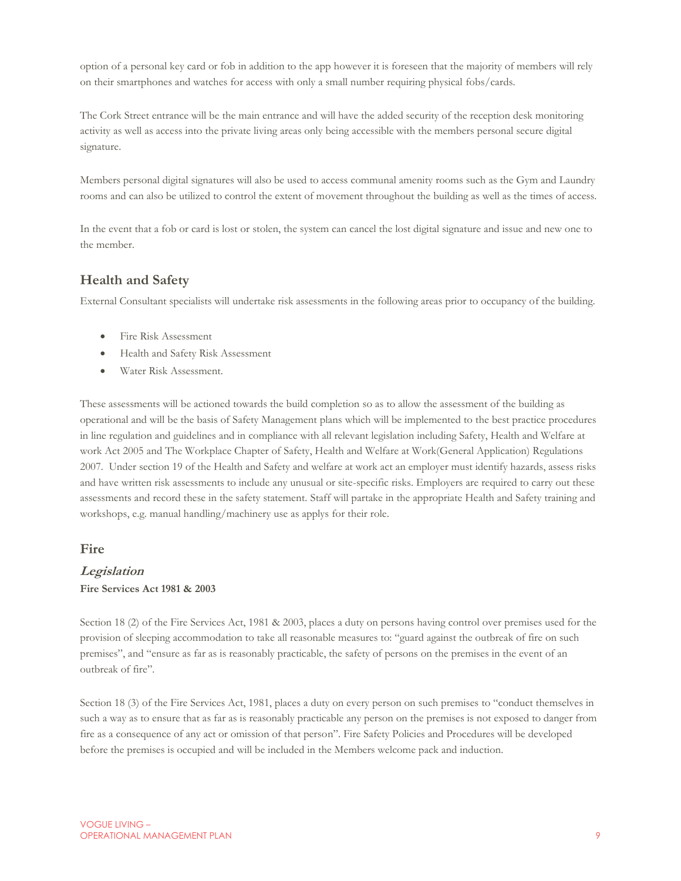option of a personal key card or fob in addition to the app however it is foreseen that the majority of members will rely on their smartphones and watches for access with only a small number requiring physical fobs/cards.

The Cork Street entrance will be the main entrance and will have the added security of the reception desk monitoring activity as well as access into the private living areas only being accessible with the members personal secure digital signature.

Members personal digital signatures will also be used to access communal amenity rooms such as the Gym and Laundry rooms and can also be utilized to control the extent of movement throughout the building as well as the times of access.

In the event that a fob or card is lost or stolen, the system can cancel the lost digital signature and issue and new one to the member.

## Health and Safety

External Consultant specialists will undertake risk assessments in the following areas prior to occupancy of the building.

- Fire Risk Assessment
- Health and Safety Risk Assessment
- Water Risk Assessment.

These assessments will be actioned towards the build completion so as to allow the assessment of the building as operational and will be the basis of Safety Management plans which will be implemented to the best practice procedures in line regulation and guidelines and in compliance with all relevant legislation including Safety, Health and Welfare at work Act 2005 and The Workplace Chapter of Safety, Health and Welfare at Work(General Application) Regulations 2007. Under section 19 of the Health and Safety and welfare at work act an employer must identify hazards, assess risks and have written risk assessments to include any unusual or site-specific risks. Employers are required to carry out these assessments and record these in the safety statement. Staff will partake in the appropriate Health and Safety training and workshops, e.g. manual handling/machinery use as applys for their role.

## Fire

### *Legislation*

**Fire Services Act 1981 & 2003**

Section 18 (2) of the Fire Services Act, 1981 & 2003, places a duty on persons having control over premises used for the provision of sleeping accommodation to take all reasonable measures to: "guard against the outbreak of fire on such premises", and "ensure as far as is reasonably practicable, the safety of persons on the premises in the event of an outbreak of fire".

Section 18 (3) of the Fire Services Act, 1981, places a duty on every person on such premises to "conduct themselves in such a way as to ensure that as far as is reasonably practicable any person on the premises is not exposed to danger from fire as a consequence of any act or omission of that person". Fire Safety Policies and Procedures will be developed before the premises is occupied and will be included in the Members welcome pack and induction.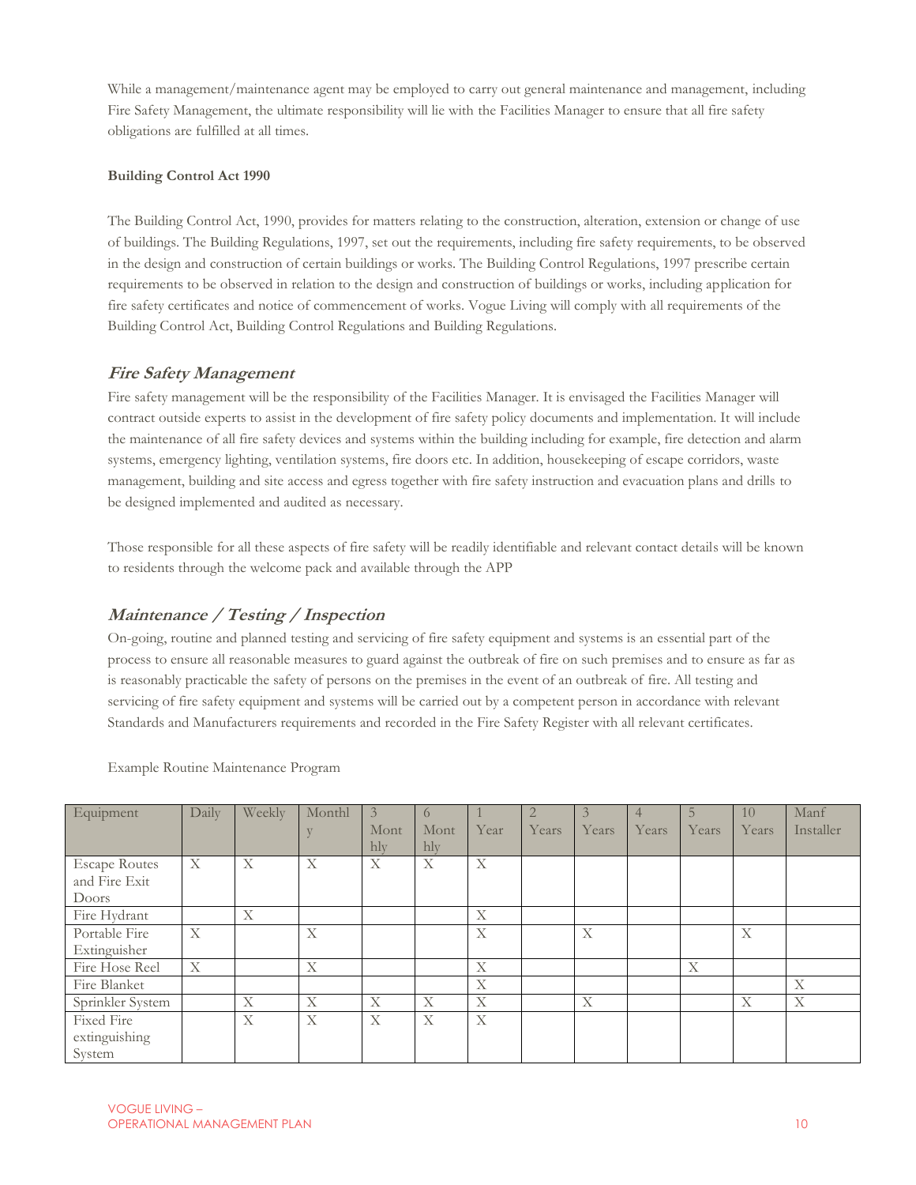While a management/maintenance agent may be employed to carry out general maintenance and management, including Fire Safety Management, the ultimate responsibility will lie with the Facilities Manager to ensure that all fire safety obligations are fulfilled at all times.

**Building Control Act 1990**

The Building Control Act, 1990, provides for matters relating to the construction, alteration, extension or change of use of buildings. The Building Regulations, 1997, set out the requirements, including fire safety requirements, to be observed in the design and construction of certain buildings or works. The Building Control Regulations, 1997 prescribe certain requirements to be observed in relation to the design and construction of buildings or works, including application for fire safety certificates and notice of commencement of works. Vogue Living will comply with all requirements of the Building Control Act, Building Control Regulations and Building Regulations.

## *Fire Safety Management*

Fire safety management will be the responsibility of the Facilities Manager. It is envisaged the Facilities Manager will contract outside experts to assist in the development of fire safety policy documents and implementation. It will include the maintenance of all fire safety devices and systems within the building including for example, fire detection and alarm systems, emergency lighting, ventilation systems, fire doors etc. In addition, housekeeping of escape corridors, waste management, building and site access and egress together with fire safety instruction and evacuation plans and drills to be designed implemented and audited as necessary.

Those responsible for all these aspects of fire safety will be readily identifiable and relevant contact details will be known to residents through the welcome pack and available through the APP

## *Maintenance / Testing / Inspection*

On-going, routine and planned testing and servicing of fire safety equipment and systems is an essential part of the process to ensure all reasonable measures to guard against the outbreak of fire on such premises and to ensure as far as is reasonably practicable the safety of persons on the premises in the event of an outbreak of fire. All testing and servicing of fire safety equipment and systems will be carried out by a competent person in accordance with relevant Standards and Manufacturers requirements and recorded in the Fire Safety Register with all relevant certificates.

Example Routine Maintenance Program

| Equipment | Daily | Weekly | Monthly | 3 Monthly | 6 Monthly | 1 Year | 2 Years | 3 Years | 4 Years | 5 Years | 10 Years | Manf Installer |
|---|---|---|---|---|---|---|---|---|---|---|---|---|
| Escape Routes and Fire Exit Doors | X | X | X | X | X | X | | | | | | |
| Fire Hydrant | | X | | | | X | | | | | | |
| Portable Fire Extinguisher | X | | X | | | X | | X | | | X | |
| Fire Hose Reel | X | | X | | | X | | | | X | | |
| Fire Blanket | | | | | | X | | | | | | X |
| Sprinkler System | | X | X | X | X | X | | X | | | X | X |
| Fixed Fire extinguishing System | | X | X | X | X | X | | | | | | |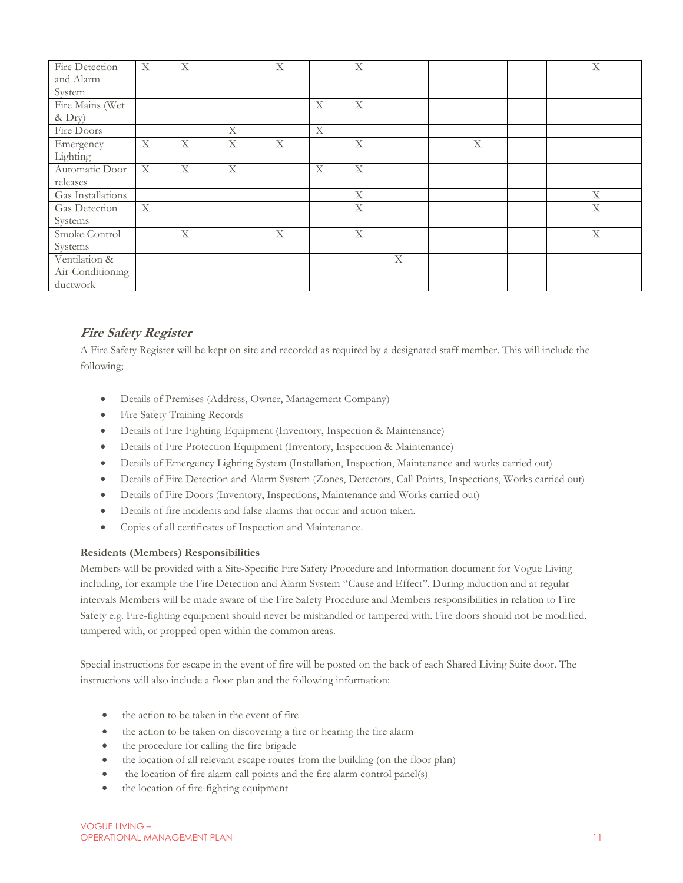| | | | | | | | | | | | | |
|---|---|---|---|---|---|---|---|---|---|---|---|---|
| Fire Detection and Alarm System | X | X | | X | | X | | | | | | X |
| Fire Mains (Wet & Dry) | | | | | X | X | | | | | | |
| Fire Doors | | | X | | X | | | | | | | |
| Emergency Lighting | X | X | X | X | | X | | | X | | | |
| Automatic Door releases | X | X | X | | X | X | | | | | | |
| Gas Installations | | | | | | X | | | | | | X |
| Gas Detection Systems | X | | | | | X | | | | | | X |
| Smoke Control Systems | | X | | X | | X | | | | | | X |
| Ventilation & Air-Conditioning ductwork | | | | | | | X | | | | | |

### *Fire Safety Register*

A Fire Safety Register will be kept on site and recorded as required by a designated staff member. This will include the following;

- Details of Premises (Address, Owner, Management Company)
- Fire Safety Training Records
- Details of Fire Fighting Equipment (Inventory, Inspection & Maintenance)
- Details of Fire Protection Equipment (Inventory, Inspection & Maintenance)
- Details of Emergency Lighting System (Installation, Inspection, Maintenance and works carried out)
- Details of Fire Detection and Alarm System (Zones, Detectors, Call Points, Inspections, Works carried out)
- Details of Fire Doors (Inventory, Inspections, Maintenance and Works carried out)
- Details of fire incidents and false alarms that occur and action taken.
- Copies of all certificates of Inspection and Maintenance.

**Residents (Members) Responsibilities**

Members will be provided with a Site-Specific Fire Safety Procedure and Information document for Vogue Living including, for example the Fire Detection and Alarm System "Cause and Effect". During induction and at regular intervals Members will be made aware of the Fire Safety Procedure and Members responsibilities in relation to Fire Safety e.g. Fire-fighting equipment should never be mishandled or tampered with. Fire doors should not be modified, tampered with, or propped open within the common areas.

Special instructions for escape in the event of fire will be posted on the back of each Shared Living Suite door. The instructions will also include a floor plan and the following information:

- the action to be taken in the event of fire
- the action to be taken on discovering a fire or hearing the fire alarm
- the procedure for calling the fire brigade
- the location of all relevant escape routes from the building (on the floor plan)
- the location of fire alarm call points and the fire alarm control panel(s)
- the location of fire-fighting equipment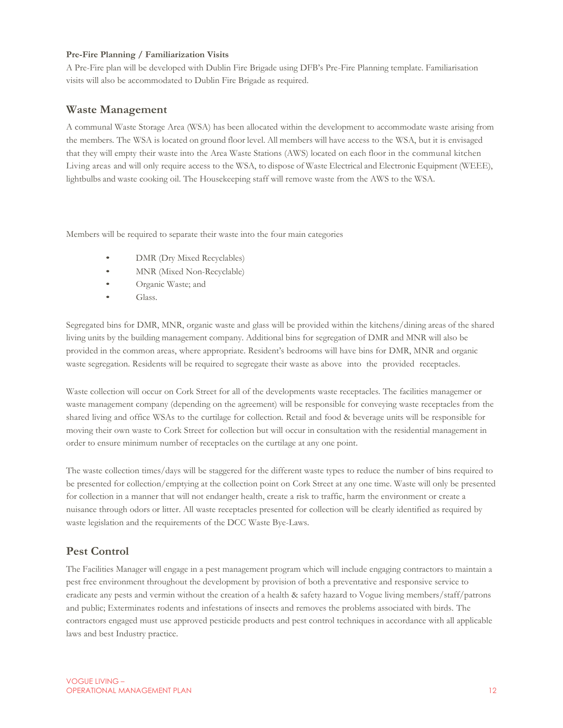**Pre-Fire Planning / Familiarization Visits**

A Pre-Fire plan will be developed with Dublin Fire Brigade using DFB's Pre-Fire Planning template. Familiarisation visits will also be accommodated to Dublin Fire Brigade as required.

## Waste Management

A communal Waste Storage Area (WSA) has been allocated within the development to accommodate waste arising from the members. The WSA is located on ground floor level. All members will have access to the WSA, but it is envisaged that they will empty their waste into the Area Waste Stations (AWS) located on each floor in the communal kitchen Living areas and will only require access to the WSA, to dispose of Waste Electrical and Electronic Equipment (WEEE), lightbulbs and waste cooking oil. The Housekeeping staff will remove waste from the AWS to the WSA.

Members will be required to separate their waste into the four main categories

- DMR (Dry Mixed Recyclables)
- MNR (Mixed Non-Recyclable)
- Organic Waste; and
- Glass.

Segregated bins for DMR, MNR, organic waste and glass will be provided within the kitchens/dining areas of the shared living units by the building management company. Additional bins for segregation of DMR and MNR will also be provided in the common areas, where appropriate. Resident's bedrooms will have bins for DMR, MNR and organic waste segregation. Residents will be required to segregate their waste as above into the provided receptacles.

Waste collection will occur on Cork Street for all of the developments waste receptacles. The facilities managemer or waste management company (depending on the agreement) will be responsible for conveying waste receptacles from the shared living and office WSAs to the curtilage for collection. Retail and food & beverage units will be responsible for moving their own waste to Cork Street for collection but will occur in consultation with the residential management in order to ensure minimum number of receptacles on the curtilage at any one point.

The waste collection times/days will be staggered for the different waste types to reduce the number of bins required to be presented for collection/emptying at the collection point on Cork Street at any one time. Waste will only be presented for collection in a manner that will not endanger health, create a risk to traffic, harm the environment or create a nuisance through odors or litter. All waste receptacles presented for collection will be clearly identified as required by waste legislation and the requirements of the DCC Waste Bye-Laws.

## Pest Control

The Facilities Manager will engage in a pest management program which will include engaging contractors to maintain a pest free environment throughout the development by provision of both a preventative and responsive service to eradicate any pests and vermin without the creation of a health & safety hazard to Vogue living members/staff/patrons and public; Exterminates rodents and infestations of insects and removes the problems associated with birds. The contractors engaged must use approved pesticide products and pest control techniques in accordance with all applicable laws and best Industry practice.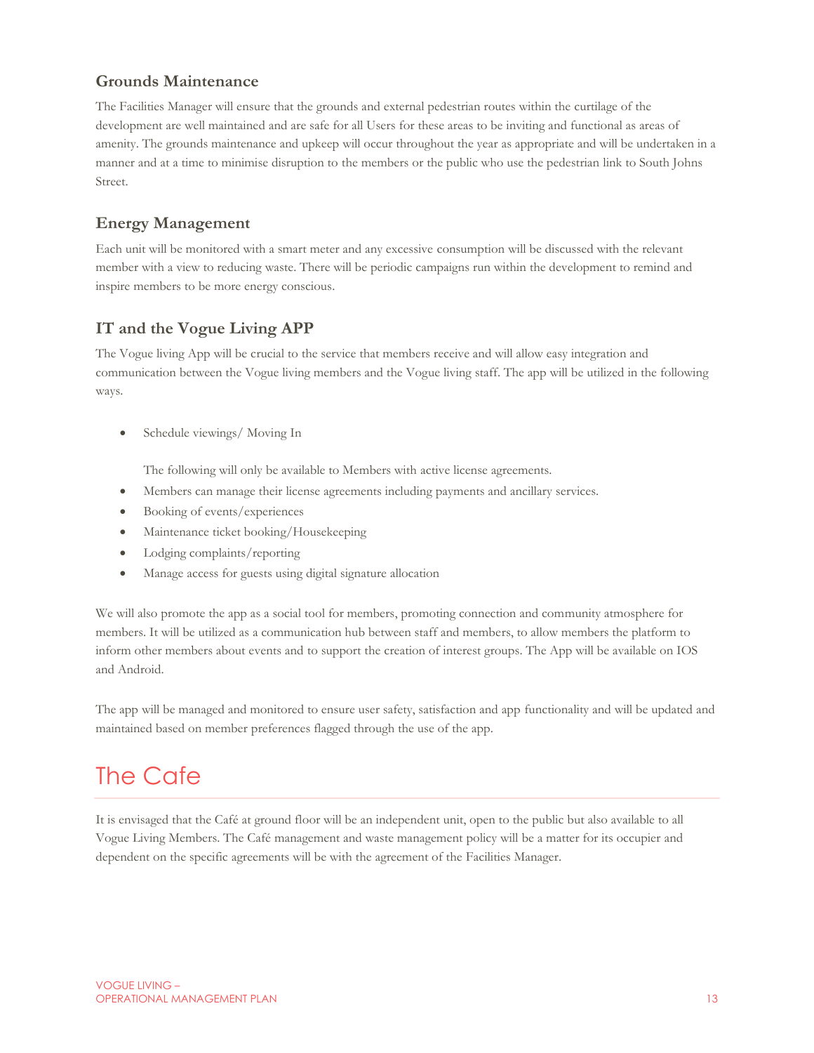### Grounds Maintenance

The Facilities Manager will ensure that the grounds and external pedestrian routes within the curtilage of the development are well maintained and are safe for all Users for these areas to be inviting and functional as areas of amenity. The grounds maintenance and upkeep will occur throughout the year as appropriate and will be undertaken in a manner and at a time to minimise disruption to the members or the public who use the pedestrian link to South Johns Street.

### Energy Management

Each unit will be monitored with a smart meter and any excessive consumption will be discussed with the relevant member with a view to reducing waste. There will be periodic campaigns run within the development to remind and inspire members to be more energy conscious.

### IT and the Vogue Living APP

The Vogue living App will be crucial to the service that members receive and will allow easy integration and communication between the Vogue living members and the Vogue living staff. The app will be utilized in the following ways.

- Schedule viewings/ Moving In

  The following will only be available to Members with active license agreements.
- Members can manage their license agreements including payments and ancillary services.
- Booking of events/experiences
- Maintenance ticket booking/Housekeeping
- Lodging complaints/reporting
- Manage access for guests using digital signature allocation

We will also promote the app as a social tool for members, promoting connection and community atmosphere for members. It will be utilized as a communication hub between staff and members, to allow members the platform to inform other members about events and to support the creation of interest groups. The App will be available on IOS and Android.

The app will be managed and monitored to ensure user safety, satisfaction and app functionality and will be updated and maintained based on member preferences flagged through the use of the app.

## The Cafe

It is envisaged that the Café at ground floor will be an independent unit, open to the public but also available to all Vogue Living Members. The Café management and waste management policy will be a matter for its occupier and dependent on the specific agreements will be with the agreement of the Facilities Manager.